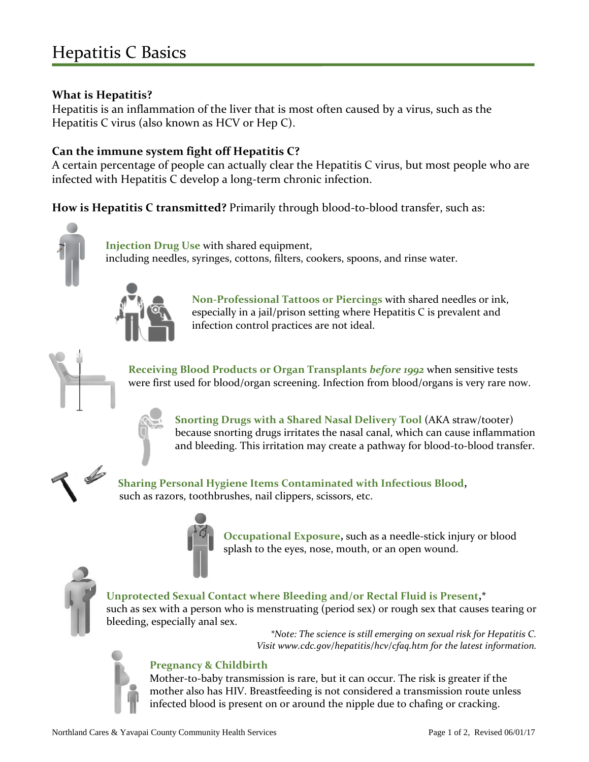# Hepatitis C Basics

**What is Hepatitis?**
Hepatitis is an inflammation of the liver that is most often caused by a virus, such as the Hepatitis C virus (also known as HCV or Hep C).

**Can the immune system fight off Hepatitis C?**
A certain percentage of people can actually clear the Hepatitis C virus, but most people who are infected with Hepatitis C develop a long-term chronic infection.

**How is Hepatitis C transmitted?** Primarily through blood-to-blood transfer, such as:

**Injection Drug Use** with shared equipment, including needles, syringes, cottons, filters, cookers, spoons, and rinse water.

**Non-Professional Tattoos or Piercings** with shared needles or ink, especially in a jail/prison setting where Hepatitis C is prevalent and infection control practices are not ideal.

**Receiving Blood Products or Organ Transplants *before 1992*** when sensitive tests were first used for blood/organ screening. Infection from blood/organs is very rare now.

**Snorting Drugs with a Shared Nasal Delivery Tool** (AKA straw/tooter) because snorting drugs irritates the nasal canal, which can cause inflammation and bleeding. This irritation may create a pathway for blood-to-blood transfer.

**Sharing Personal Hygiene Items Contaminated with Infectious Blood**, such as razors, toothbrushes, nail clippers, scissors, etc.

**Occupational Exposure**, such as a needle-stick injury or blood splash to the eyes, nose, mouth, or an open wound.

**Unprotected Sexual Contact where Bleeding and/or Rectal Fluid is Present**,* such as sex with a person who is menstruating (period sex) or rough sex that causes tearing or bleeding, especially anal sex.

*\*Note: The science is still emerging on sexual risk for Hepatitis C. Visit www.cdc.gov/hepatitis/hcv/cfaq.htm for the latest information.*

**Pregnancy & Childbirth**
Mother-to-baby transmission is rare, but it can occur. The risk is greater if the mother also has HIV. Breastfeeding is not considered a transmission route unless infected blood is present on or around the nipple due to chafing or cracking.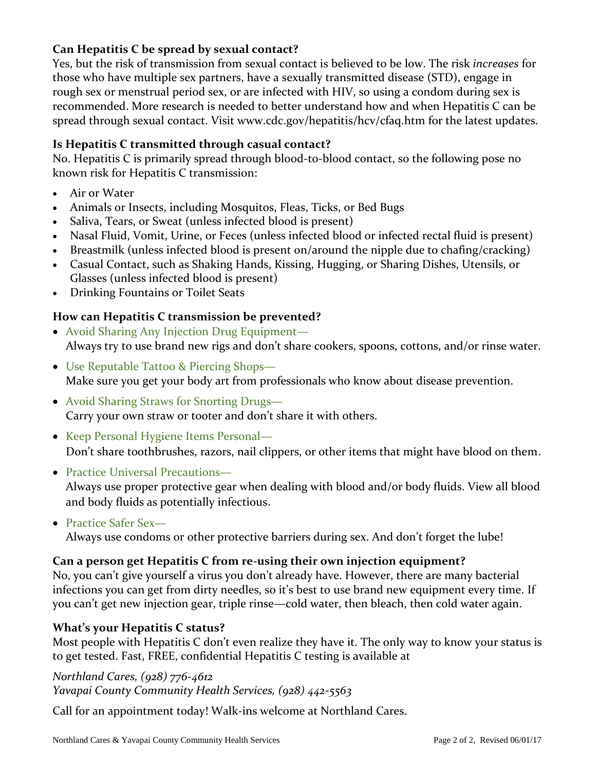**Can Hepatitis C be spread by sexual contact?**

Yes, but the risk of transmission from sexual contact is believed to be low. The risk *increases* for those who have multiple sex partners, have a sexually transmitted disease (STD), engage in rough sex or menstrual period sex, or are infected with HIV, so using a condom during sex is recommended. More research is needed to better understand how and when Hepatitis C can be spread through sexual contact. Visit www.cdc.gov/hepatitis/hcv/cfaq.htm for the latest updates.

**Is Hepatitis C transmitted through casual contact?**

No. Hepatitis C is primarily spread through blood-to-blood contact, so the following pose no known risk for Hepatitis C transmission:

- Air or Water
- Animals or Insects, including Mosquitos, Fleas, Ticks, or Bed Bugs
- Saliva, Tears, or Sweat (unless infected blood is present)
- Nasal Fluid, Vomit, Urine, or Feces (unless infected blood or infected rectal fluid is present)
- Breastmilk (unless infected blood is present on/around the nipple due to chafing/cracking)
- Casual Contact, such as Shaking Hands, Kissing, Hugging, or Sharing Dishes, Utensils, or Glasses (unless infected blood is present)
- Drinking Fountains or Toilet Seats

**How can Hepatitis C transmission be prevented?**

- Avoid Sharing Any Injection Drug Equipment—
  Always try to use brand new rigs and don't share cookers, spoons, cottons, and/or rinse water.
- Use Reputable Tattoo & Piercing Shops—
  Make sure you get your body art from professionals who know about disease prevention.
- Avoid Sharing Straws for Snorting Drugs—
  Carry your own straw or tooter and don't share it with others.
- Keep Personal Hygiene Items Personal—
  Don't share toothbrushes, razors, nail clippers, or other items that might have blood on them.
- Practice Universal Precautions—
  Always use proper protective gear when dealing with blood and/or body fluids. View all blood and body fluids as potentially infectious.
- Practice Safer Sex—
  Always use condoms or other protective barriers during sex. And don't forget the lube!

**Can a person get Hepatitis C from re-using their own injection equipment?**

No, you can't give yourself a virus you don't already have. However, there are many bacterial infections you can get from dirty needles, so it's best to use brand new equipment every time. If you can't get new injection gear, triple rinse—cold water, then bleach, then cold water again.

**What's your Hepatitis C status?**

Most people with Hepatitis C don't even realize they have it. The only way to know your status is to get tested. Fast, FREE, confidential Hepatitis C testing is available at

*Northland Cares, (928) 776-4612*
*Yavapai County Community Health Services, (928) 442-5563*

Call for an appointment today! Walk-ins welcome at Northland Cares.